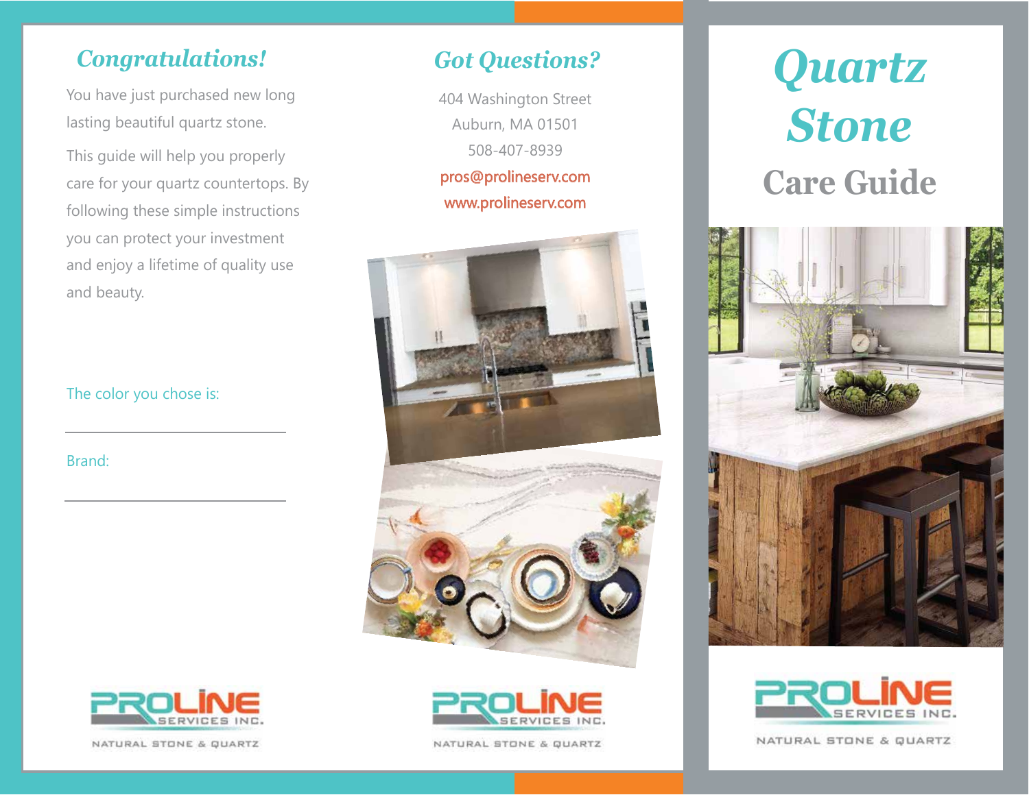## Congratulations!

You have just purchased new long lasting beautiful quartz stone.

This guide will help you properly care for your quartz countertops. By following these simple instructions you can protect your investment and enjoy a lifetime of quality use and beauty.

The color you chose is:

_______________________

Brand:

_______________________

PROLINE SERVICES INC.
NATURAL STONE & QUARTZ

## Got Questions?

404 Washington Street
Auburn, MA 01501
508-407-8939
pros@prolineserv.com
www.prolineserv.com

PROLINE SERVICES INC.
NATURAL STONE & QUARTZ

# Quartz Stone

## Care Guide

PROLINE SERVICES INC.
NATURAL STONE & QUARTZ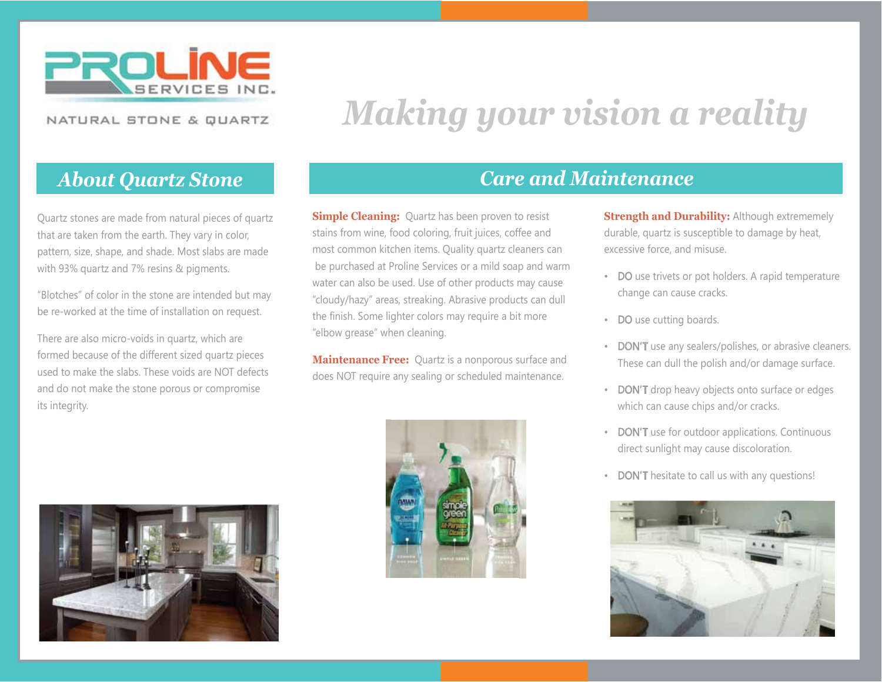PROLINE SERVICES INC.

NATURAL STONE & QUARTZ

# *Making your vision a reality*

## *About Quartz Stone*

Quartz stones are made from natural pieces of quartz that are taken from the earth. They vary in color, pattern, size, shape, and shade. Most slabs are made with 93% quartz and 7% resins & pigments.

"Blotches" of color in the stone are intended but may be re-worked at the time of installation on request.

There are also micro-voids in quartz, which are formed because of the different sized quartz pieces used to make the slabs. These voids are NOT defects and do not make the stone porous or compromise its integrity.

## *Care and Maintenance*

**Simple Cleaning:** Quartz has been proven to resist stains from wine, food coloring, fruit juices, coffee and most common kitchen items. Quality quartz cleaners can be purchased at Proline Services or a mild soap and warm water can also be used. Use of other products may cause "cloudy/hazy" areas, streaking. Abrasive products can dull the finish. Some lighter colors may require a bit more "elbow grease" when cleaning.

**Maintenance Free:** Quartz is a nonporous surface and does NOT require any sealing or scheduled maintenance.

**Strength and Durability:** Although extrememely durable, quartz is susceptible to damage by heat, excessive force, and misuse.

- DO use trivets or pot holders. A rapid temperature change can cause cracks.
- DO use cutting boards.
- DON'T use any sealers/polishes, or abrasive cleaners. These can dull the polish and/or damage surface.
- DON'T drop heavy objects onto surface or edges which can cause chips and/or cracks.
- DON'T use for outdoor applications. Continuous direct sunlight may cause discoloration.
- DON'T hesitate to call us with any questions!